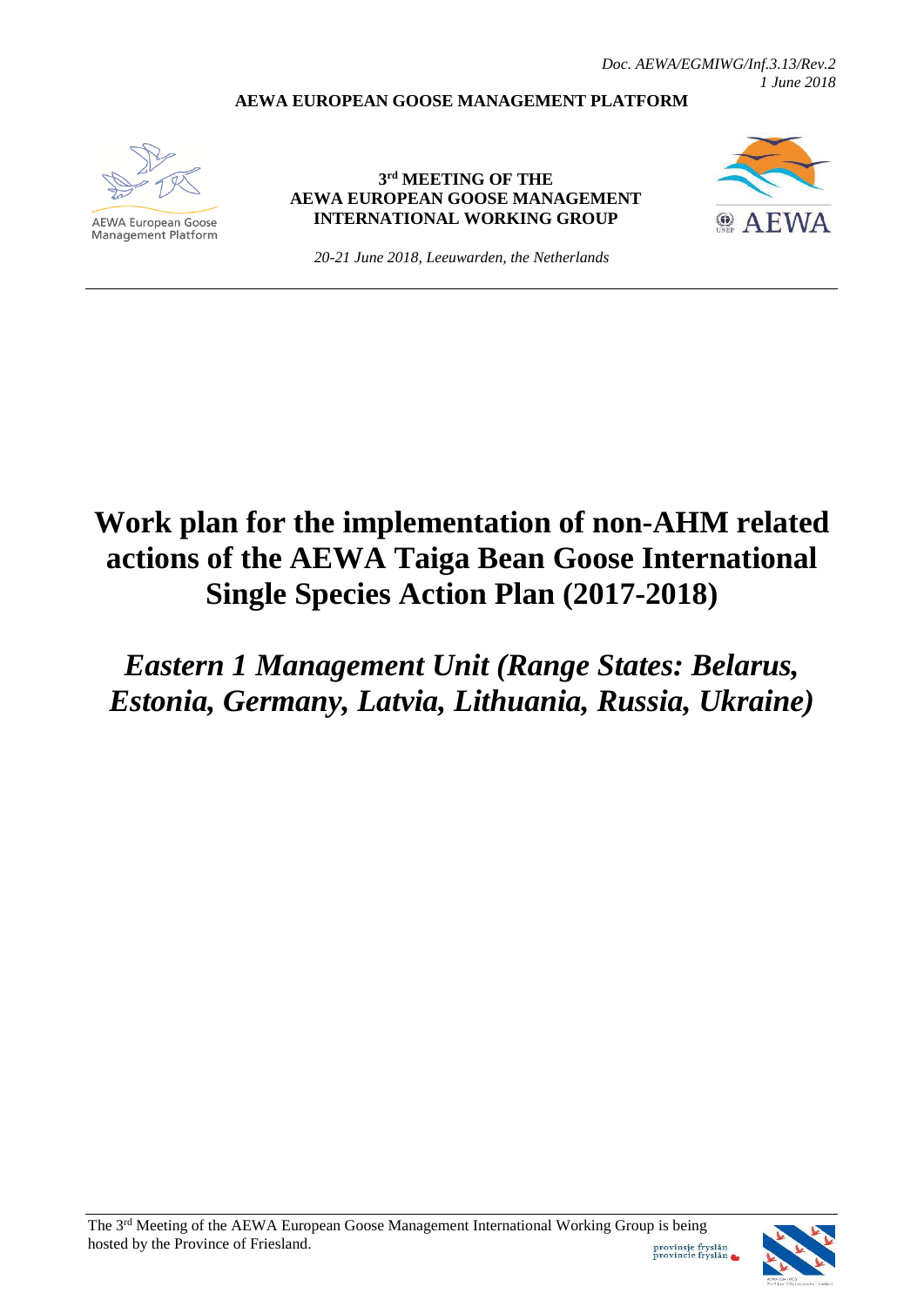*Doc. AEWA/EGMIWG/Inf.3.13/Rev.2*
*1 June 2018*

**AEWA EUROPEAN GOOSE MANAGEMENT PLATFORM**

AEWA European Goose Management Platform

**3rd MEETING OF THE AEWA EUROPEAN GOOSE MANAGEMENT INTERNATIONAL WORKING GROUP**

*20-21 June 2018, Leeuwarden, the Netherlands*

AEWA

# Work plan for the implementation of non-AHM related actions of the AEWA Taiga Bean Goose International Single Species Action Plan (2017-2018)

## *Eastern 1 Management Unit (Range States: Belarus, Estonia, Germany, Latvia, Lithuania, Russia, Ukraine)*

The 3rd Meeting of the AEWA European Goose Management International Working Group is being hosted by the Province of Friesland.

provinsje fryslân
provincie fryslân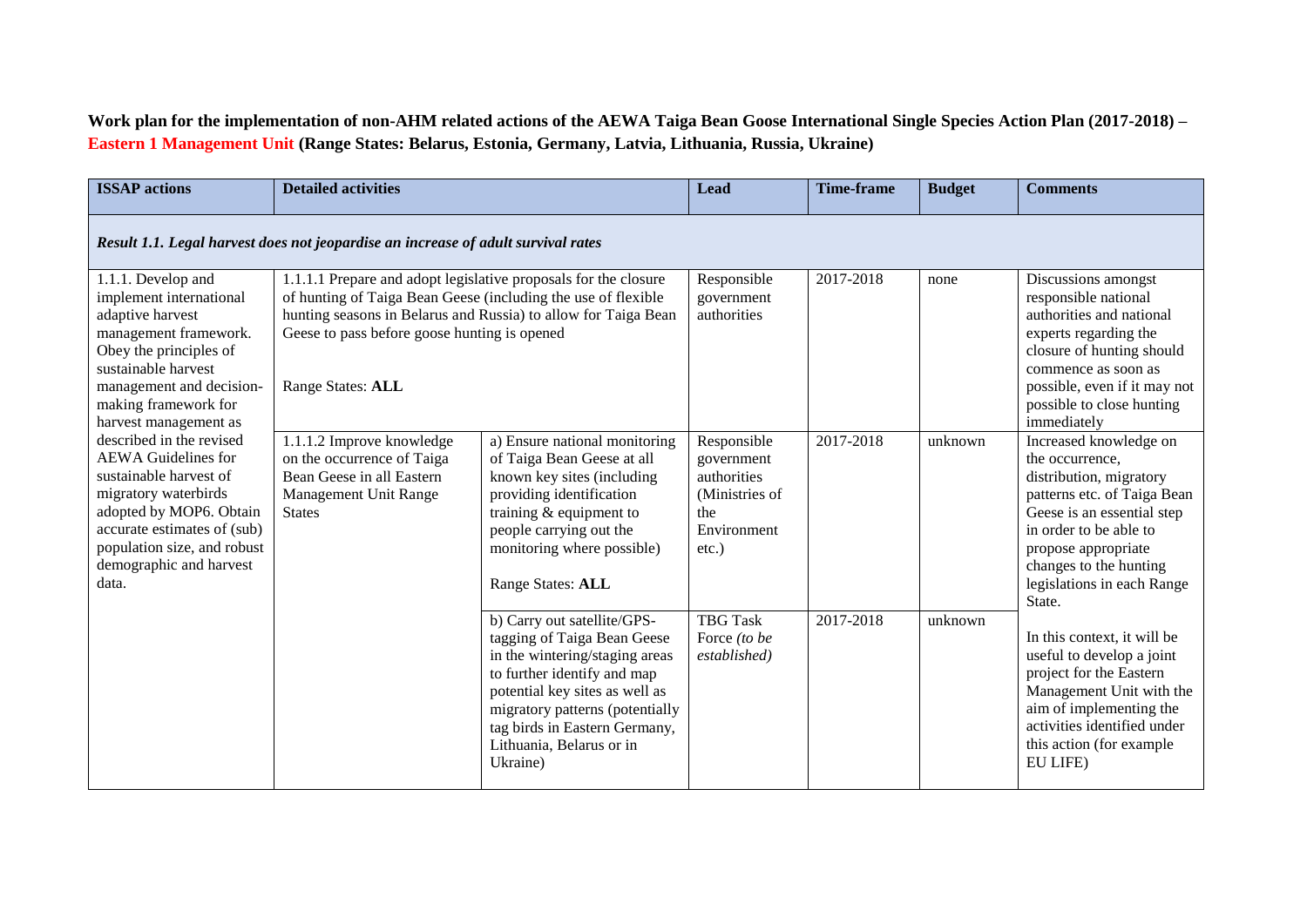**Work plan for the implementation of non-AHM related actions of the AEWA Taiga Bean Goose International Single Species Action Plan (2017-2018) – Eastern 1 Management Unit (Range States: Belarus, Estonia, Germany, Latvia, Lithuania, Russia, Ukraine)**

| ISSAP actions | Detailed activities | | Lead | Time-frame | Budget | Comments |
|---|---|---|---|---|---|---|
| ***Result 1.1. Legal harvest does not jeopardise an increase of adult survival rates*** | | | | | | |
| 1.1.1. Develop and implement international adaptive harvest management framework. Obey the principles of sustainable harvest management and decision-making framework for harvest management as described in the revised AEWA Guidelines for sustainable harvest of migratory waterbirds adopted by MOP6. Obtain accurate estimates of (sub) population size, and robust demographic and harvest data. | 1.1.1.1 Prepare and adopt legislative proposals for the closure of hunting of Taiga Bean Geese (including the use of flexible hunting seasons in Belarus and Russia) to allow for Taiga Bean Geese to pass before goose hunting is opened<br><br>Range States: **ALL** | | Responsible government authorities | 2017-2018 | none | Discussions amongst responsible national authorities and national experts regarding the closure of hunting should commence as soon as possible, even if it may not possible to close hunting immediately |
| | 1.1.1.2 Improve knowledge on the occurrence of Taiga Bean Geese in all Eastern Management Unit Range States | a) Ensure national monitoring of Taiga Bean Geese at all known key sites (including providing identification training & equipment to people carrying out the monitoring where possible)<br><br>Range States: **ALL** | Responsible government authorities (Ministries of the Environment etc.) | 2017-2018 | unknown | Increased knowledge on the occurrence, distribution, migratory patterns etc. of Taiga Bean Geese is an essential step in order to be able to propose appropriate changes to the hunting legislations in each Range State.<br><br>In this context, it will be useful to develop a joint project for the Eastern Management Unit with the aim of implementing the activities identified under this action (for example EU LIFE) |
| | | b) Carry out satellite/GPS-tagging of Taiga Bean Geese in the wintering/staging areas to further identify and map potential key sites as well as migratory patterns (potentially tag birds in Eastern Germany, Lithuania, Belarus or in Ukraine) | TBG Task Force *(to be established)* | 2017-2018 | unknown | |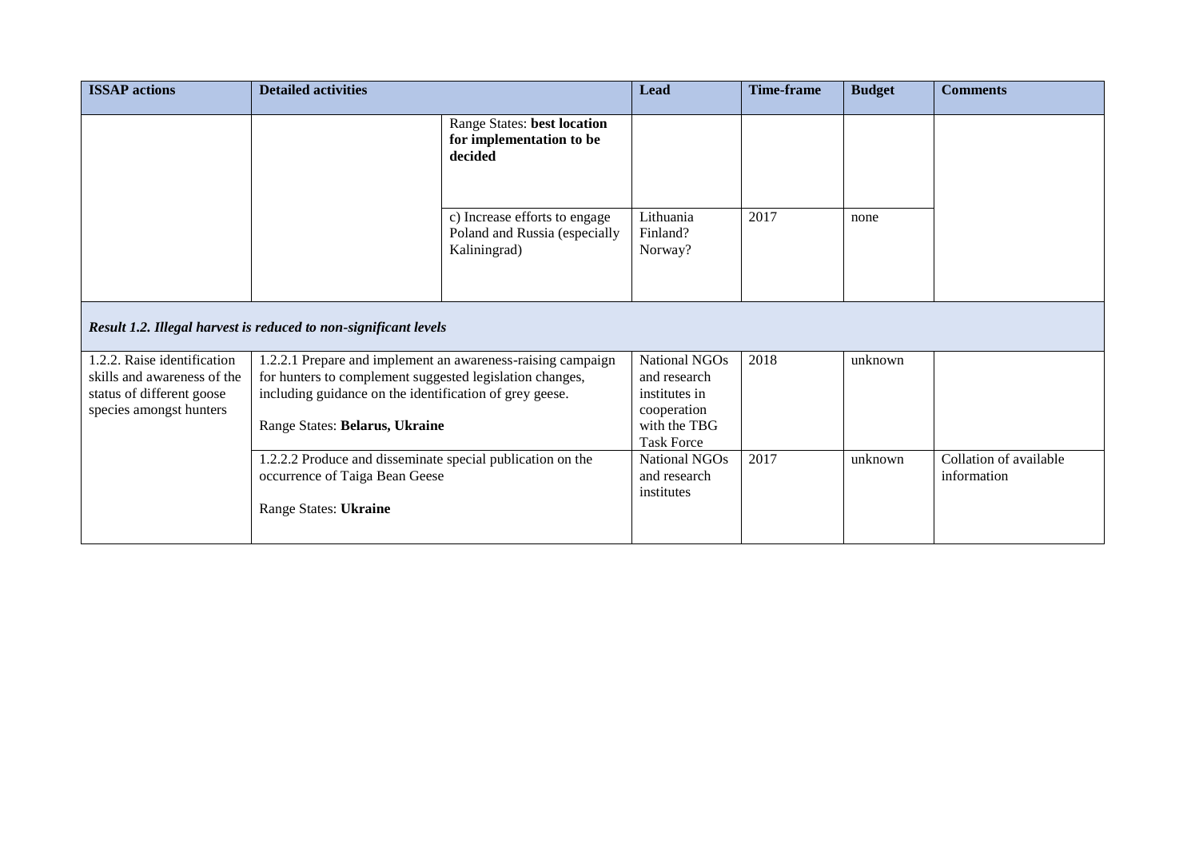| ISSAP actions | Detailed activities | | Lead | Time-frame | Budget | Comments |
|---|---|---|---|---|---|---|
| | | Range States: **best location for implementation to be decided** | | | | |
| | | c) Increase efforts to engage Poland and Russia (especially Kaliningrad) | Lithuania Finland? Norway? | 2017 | none | |
| ***Result 1.2. Illegal harvest is reduced to non-significant levels*** | | | | | | |
| 1.2.2. Raise identification skills and awareness of the status of different goose species amongst hunters | 1.2.2.1 Prepare and implement an awareness-raising campaign for hunters to complement suggested legislation changes, including guidance on the identification of grey geese.<br><br>Range States: **Belarus, Ukraine** | | National NGOs and research institutes in cooperation with the TBG Task Force | 2018 | unknown | |
| | 1.2.2.2 Produce and disseminate special publication on the occurrence of Taiga Bean Geese<br><br>Range States: **Ukraine** | | National NGOs and research institutes | 2017 | unknown | Collation of available information |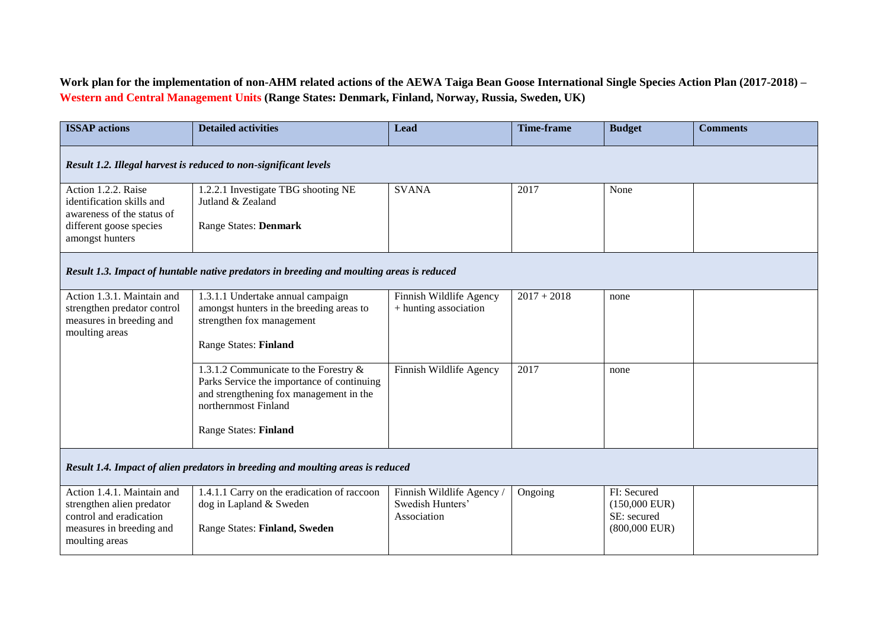**Work plan for the implementation of non-AHM related actions of the AEWA Taiga Bean Goose International Single Species Action Plan (2017-2018) – Western and Central Management Units (Range States: Denmark, Finland, Norway, Russia, Sweden, UK)**

| ISSAP actions | Detailed activities | Lead | Time-frame | Budget | Comments |
|---|---|---|---|---|---|
| ***Result 1.2. Illegal harvest is reduced to non-significant levels*** | | | | | |
| Action 1.2.2. Raise identification skills and awareness of the status of different goose species amongst hunters | 1.2.2.1 Investigate TBG shooting NE Jutland & Zealand<br><br>Range States: **Denmark** | SVANA | 2017 | None | |
| ***Result 1.3. Impact of huntable native predators in breeding and moulting areas is reduced*** | | | | | |
| Action 1.3.1. Maintain and strengthen predator control measures in breeding and moulting areas | 1.3.1.1 Undertake annual campaign amongst hunters in the breeding areas to strengthen fox management<br><br>Range States: **Finland** | Finnish Wildlife Agency + hunting association | 2017 + 2018 | none | |
| | 1.3.1.2 Communicate to the Forestry & Parks Service the importance of continuing and strengthening fox management in the northernmost Finland<br><br>Range States: **Finland** | Finnish Wildlife Agency | 2017 | none | |
| ***Result 1.4. Impact of alien predators in breeding and moulting areas is reduced*** | | | | | |
| Action 1.4.1. Maintain and strengthen alien predator control and eradication measures in breeding and moulting areas | 1.4.1.1 Carry on the eradication of raccoon dog in Lapland & Sweden<br><br>Range States: **Finland, Sweden** | Finnish Wildlife Agency / Swedish Hunters' Association | Ongoing | FI: Secured (150,000 EUR)<br>SE: secured (800,000 EUR) | |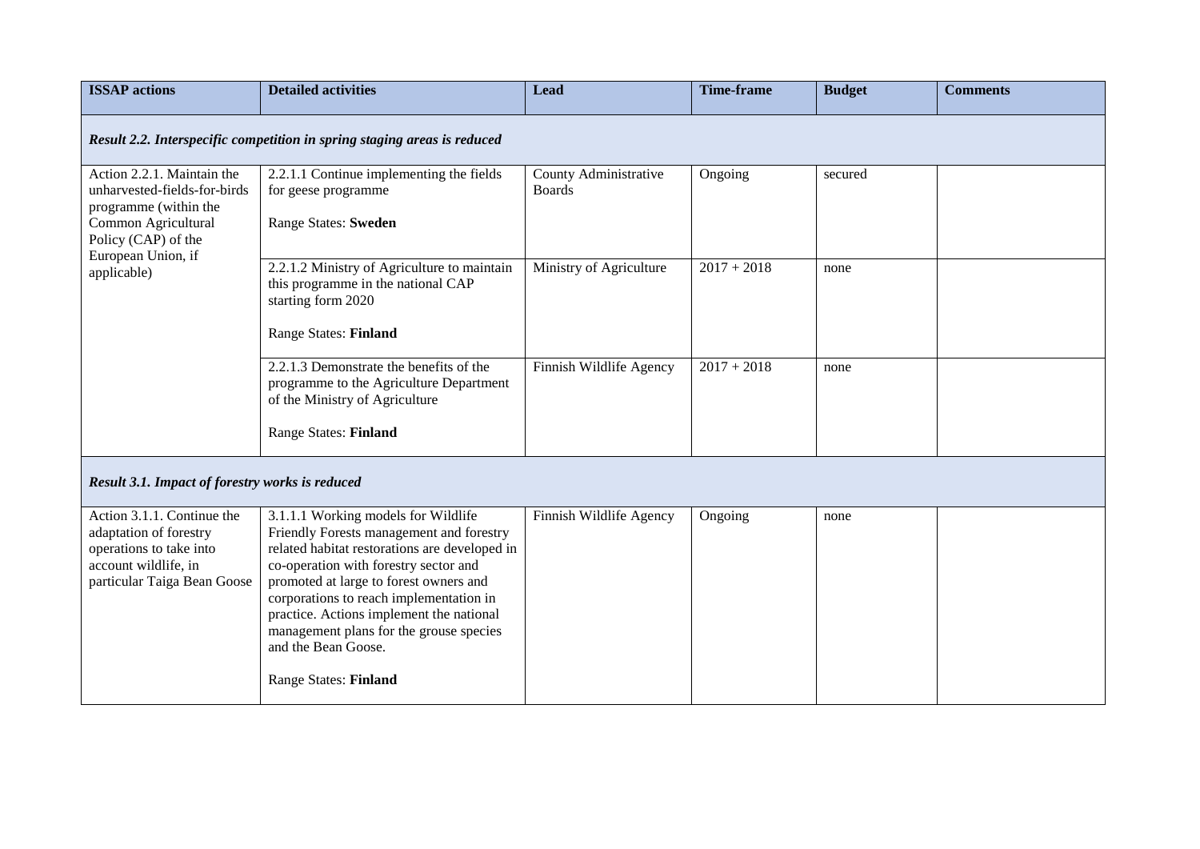| ISSAP actions | Detailed activities | Lead | Time-frame | Budget | Comments |
|---|---|---|---|---|---|
| ***Result 2.2. Interspecific competition in spring staging areas is reduced*** | | | | | |
| Action 2.2.1. Maintain the unharvested-fields-for-birds programme (within the Common Agricultural Policy (CAP) of the European Union, if applicable) | 2.2.1.1 Continue implementing the fields for geese programme<br><br>Range States: **Sweden** | County Administrative Boards | Ongoing | secured | |
| | 2.2.1.2 Ministry of Agriculture to maintain this programme in the national CAP starting form 2020<br><br>Range States: **Finland** | Ministry of Agriculture | 2017 + 2018 | none | |
| | 2.2.1.3 Demonstrate the benefits of the programme to the Agriculture Department of the Ministry of Agriculture<br><br>Range States: **Finland** | Finnish Wildlife Agency | 2017 + 2018 | none | |
| ***Result 3.1. Impact of forestry works is reduced*** | | | | | |
| Action 3.1.1. Continue the adaptation of forestry operations to take into account wildlife, in particular Taiga Bean Goose | 3.1.1.1 Working models for Wildlife Friendly Forests management and forestry related habitat restorations are developed in co-operation with forestry sector and promoted at large to forest owners and corporations to reach implementation in practice. Actions implement the national management plans for the grouse species and the Bean Goose.<br><br>Range States: **Finland** | Finnish Wildlife Agency | Ongoing | none | |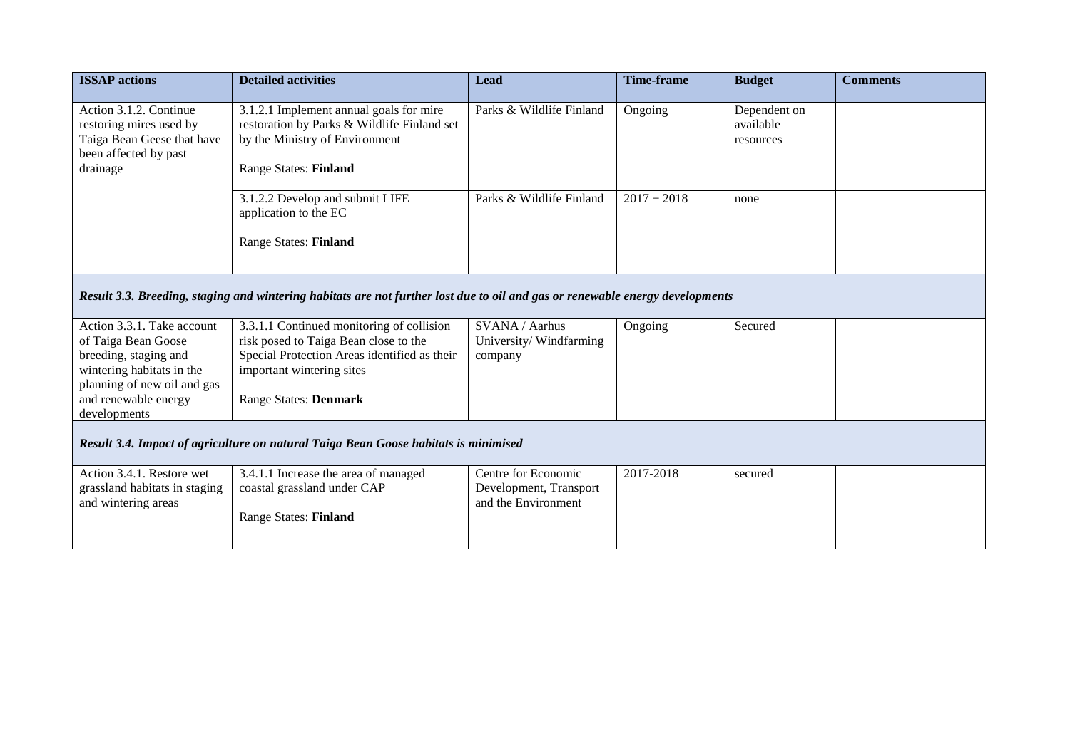| ISSAP actions | Detailed activities | Lead | Time-frame | Budget | Comments |
|---|---|---|---|---|---|
| Action 3.1.2. Continue restoring mires used by Taiga Bean Geese that have been affected by past drainage | 3.1.2.1 Implement annual goals for mire restoration by Parks & Wildlife Finland set by the Ministry of Environment<br><br>Range States: **Finland** | Parks & Wildlife Finland | Ongoing | Dependent on available resources | |
| | 3.1.2.2 Develop and submit LIFE application to the EC<br><br>Range States: **Finland** | Parks & Wildlife Finland | 2017 + 2018 | none | |
| ***Result 3.3. Breeding, staging and wintering habitats are not further lost due to oil and gas or renewable energy developments*** | | | | | |
| Action 3.3.1. Take account of Taiga Bean Goose breeding, staging and wintering habitats in the planning of new oil and gas and renewable energy developments | 3.3.1.1 Continued monitoring of collision risk posed to Taiga Bean close to the Special Protection Areas identified as their important wintering sites<br><br>Range States: **Denmark** | SVANA / Aarhus University/ Windfarming company | Ongoing | Secured | |
| ***Result 3.4. Impact of agriculture on natural Taiga Bean Goose habitats is minimised*** | | | | | |
| Action 3.4.1. Restore wet grassland habitats in staging and wintering areas | 3.4.1.1 Increase the area of managed coastal grassland under CAP<br><br>Range States: **Finland** | Centre for Economic Development, Transport and the Environment | 2017-2018 | secured | |